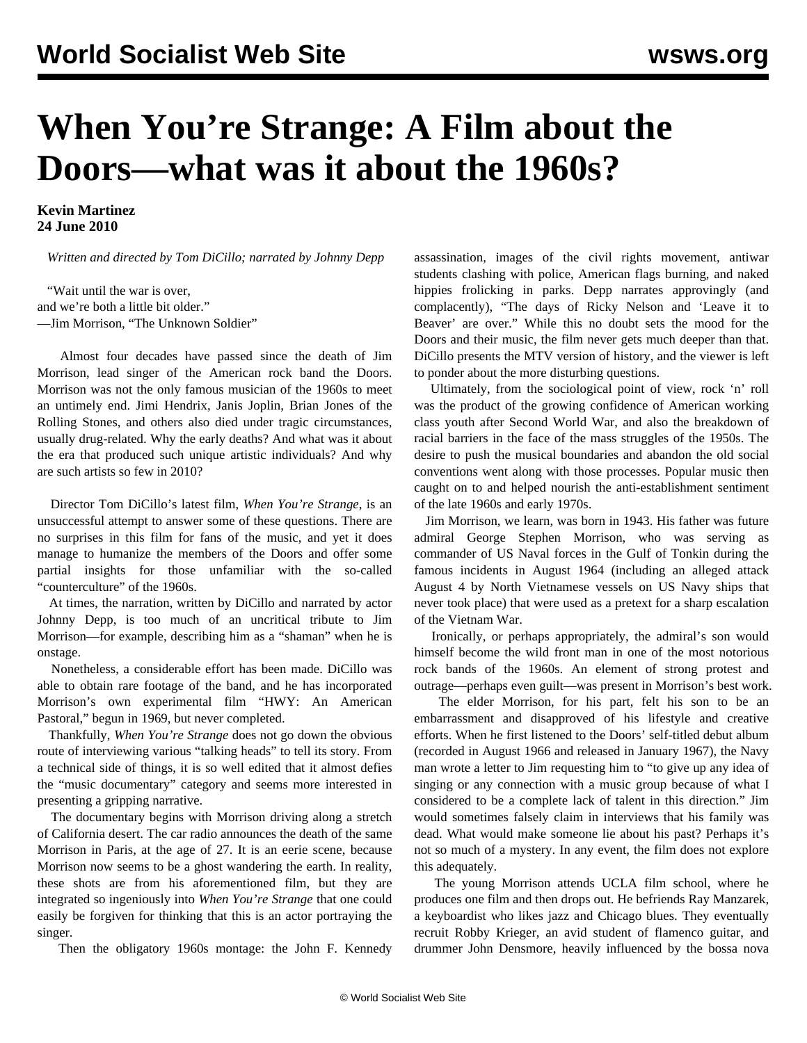# When You're Strange: A Film about the Doors—what was it about the 1960s?

**Kevin Martinez**
**24 June 2010**

*Written and directed by Tom DiCillo; narrated by Johnny Depp*

"Wait until the war is over,
and we're both a little bit older."
—Jim Morrison, "The Unknown Soldier"

Almost four decades have passed since the death of Jim Morrison, lead singer of the American rock band the Doors. Morrison was not the only famous musician of the 1960s to meet an untimely end. Jimi Hendrix, Janis Joplin, Brian Jones of the Rolling Stones, and others also died under tragic circumstances, usually drug-related. Why the early deaths? And what was it about the era that produced such unique artistic individuals? And why are such artists so few in 2010?

Director Tom DiCillo's latest film, *When You're Strange*, is an unsuccessful attempt to answer some of these questions. There are no surprises in this film for fans of the music, and yet it does manage to humanize the members of the Doors and offer some partial insights for those unfamiliar with the so-called "counterculture" of the 1960s.

At times, the narration, written by DiCillo and narrated by actor Johnny Depp, is too much of an uncritical tribute to Jim Morrison—for example, describing him as a "shaman" when he is onstage.

Nonetheless, a considerable effort has been made. DiCillo was able to obtain rare footage of the band, and he has incorporated Morrison's own experimental film "HWY: An American Pastoral," begun in 1969, but never completed.

Thankfully, *When You're Strange* does not go down the obvious route of interviewing various "talking heads" to tell its story. From a technical side of things, it is so well edited that it almost defies the "music documentary" category and seems more interested in presenting a gripping narrative.

The documentary begins with Morrison driving along a stretch of California desert. The car radio announces the death of the same Morrison in Paris, at the age of 27. It is an eerie scene, because Morrison now seems to be a ghost wandering the earth. In reality, these shots are from his aforementioned film, but they are integrated so ingeniously into *When You're Strange* that one could easily be forgiven for thinking that this is an actor portraying the singer.

Then the obligatory 1960s montage: the John F. Kennedy assassination, images of the civil rights movement, antiwar students clashing with police, American flags burning, and naked hippies frolicking in parks. Depp narrates approvingly (and complacently), "The days of Ricky Nelson and 'Leave it to Beaver' are over." While this no doubt sets the mood for the Doors and their music, the film never gets much deeper than that. DiCillo presents the MTV version of history, and the viewer is left to ponder about the more disturbing questions.

Ultimately, from the sociological point of view, rock 'n' roll was the product of the growing confidence of American working class youth after Second World War, and also the breakdown of racial barriers in the face of the mass struggles of the 1950s. The desire to push the musical boundaries and abandon the old social conventions went along with those processes. Popular music then caught on to and helped nourish the anti-establishment sentiment of the late 1960s and early 1970s.

Jim Morrison, we learn, was born in 1943. His father was future admiral George Stephen Morrison, who was serving as commander of US Naval forces in the Gulf of Tonkin during the famous incidents in August 1964 (including an alleged attack August 4 by North Vietnamese vessels on US Navy ships that never took place) that were used as a pretext for a sharp escalation of the Vietnam War.

Ironically, or perhaps appropriately, the admiral's son would himself become the wild front man in one of the most notorious rock bands of the 1960s. An element of strong protest and outrage—perhaps even guilt—was present in Morrison's best work.

The elder Morrison, for his part, felt his son to be an embarrassment and disapproved of his lifestyle and creative efforts. When he first listened to the Doors' self-titled debut album (recorded in August 1966 and released in January 1967), the Navy man wrote a letter to Jim requesting him to "to give up any idea of singing or any connection with a music group because of what I considered to be a complete lack of talent in this direction." Jim would sometimes falsely claim in interviews that his family was dead. What would make someone lie about his past? Perhaps it's not so much of a mystery. In any event, the film does not explore this adequately.

The young Morrison attends UCLA film school, where he produces one film and then drops out. He befriends Ray Manzarek, a keyboardist who likes jazz and Chicago blues. They eventually recruit Robby Krieger, an avid student of flamenco guitar, and drummer John Densmore, heavily influenced by the bossa nova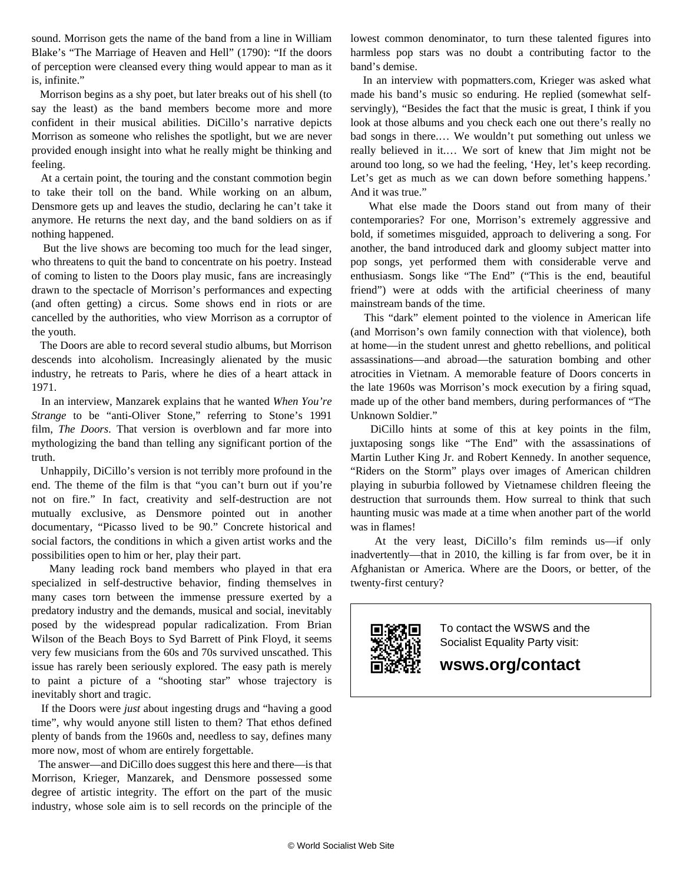sound. Morrison gets the name of the band from a line in William Blake's "The Marriage of Heaven and Hell" (1790): "If the doors of perception were cleansed every thing would appear to man as it is, infinite."

Morrison begins as a shy poet, but later breaks out of his shell (to say the least) as the band members become more and more confident in their musical abilities. DiCillo's narrative depicts Morrison as someone who relishes the spotlight, but we are never provided enough insight into what he really might be thinking and feeling.

At a certain point, the touring and the constant commotion begin to take their toll on the band. While working on an album, Densmore gets up and leaves the studio, declaring he can't take it anymore. He returns the next day, and the band soldiers on as if nothing happened.

But the live shows are becoming too much for the lead singer, who threatens to quit the band to concentrate on his poetry. Instead of coming to listen to the Doors play music, fans are increasingly drawn to the spectacle of Morrison's performances and expecting (and often getting) a circus. Some shows end in riots or are cancelled by the authorities, who view Morrison as a corruptor of the youth.

The Doors are able to record several studio albums, but Morrison descends into alcoholism. Increasingly alienated by the music industry, he retreats to Paris, where he dies of a heart attack in 1971.

In an interview, Manzarek explains that he wanted *When You're Strange* to be "anti-Oliver Stone," referring to Stone's 1991 film, *The Doors*. That version is overblown and far more into mythologizing the band than telling any significant portion of the truth.

Unhappily, DiCillo's version is not terribly more profound in the end. The theme of the film is that "you can't burn out if you're not on fire." In fact, creativity and self-destruction are not mutually exclusive, as Densmore pointed out in another documentary, "Picasso lived to be 90." Concrete historical and social factors, the conditions in which a given artist works and the possibilities open to him or her, play their part.

Many leading rock band members who played in that era specialized in self-destructive behavior, finding themselves in many cases torn between the immense pressure exerted by a predatory industry and the demands, musical and social, inevitably posed by the widespread popular radicalization. From Brian Wilson of the Beach Boys to Syd Barrett of Pink Floyd, it seems very few musicians from the 60s and 70s survived unscathed. This issue has rarely been seriously explored. The easy path is merely to paint a picture of a "shooting star" whose trajectory is inevitably short and tragic.

If the Doors were *just* about ingesting drugs and "having a good time", why would anyone still listen to them? That ethos defined plenty of bands from the 1960s and, needless to say, defines many more now, most of whom are entirely forgettable.

The answer—and DiCillo does suggest this here and there—is that Morrison, Krieger, Manzarek, and Densmore possessed some degree of artistic integrity. The effort on the part of the music industry, whose sole aim is to sell records on the principle of the lowest common denominator, to turn these talented figures into harmless pop stars was no doubt a contributing factor to the band's demise.

In an interview with popmatters.com, Krieger was asked what made his band's music so enduring. He replied (somewhat self-servingly), "Besides the fact that the music is great, I think if you look at those albums and you check each one out there's really no bad songs in there.… We wouldn't put something out unless we really believed in it.… We sort of knew that Jim might not be around too long, so we had the feeling, 'Hey, let's keep recording. Let's get as much as we can down before something happens.' And it was true."

What else made the Doors stand out from many of their contemporaries? For one, Morrison's extremely aggressive and bold, if sometimes misguided, approach to delivering a song. For another, the band introduced dark and gloomy subject matter into pop songs, yet performed them with considerable verve and enthusiasm. Songs like "The End" ("This is the end, beautiful friend") were at odds with the artificial cheeriness of many mainstream bands of the time.

This "dark" element pointed to the violence in American life (and Morrison's own family connection with that violence), both at home—in the student unrest and ghetto rebellions, and political assassinations—and abroad—the saturation bombing and other atrocities in Vietnam. A memorable feature of Doors concerts in the late 1960s was Morrison's mock execution by a firing squad, made up of the other band members, during performances of "The Unknown Soldier."

DiCillo hints at some of this at key points in the film, juxtaposing songs like "The End" with the assassinations of Martin Luther King Jr. and Robert Kennedy. In another sequence, "Riders on the Storm" plays over images of American children playing in suburbia followed by Vietnamese children fleeing the destruction that surrounds them. How surreal to think that such haunting music was made at a time when another part of the world was in flames!

At the very least, DiCillo's film reminds us—if only inadvertently—that in 2010, the killing is far from over, be it in Afghanistan or America. Where are the Doors, or better, of the twenty-first century?

To contact the WSWS and the Socialist Equality Party visit:

**wsws.org/contact**